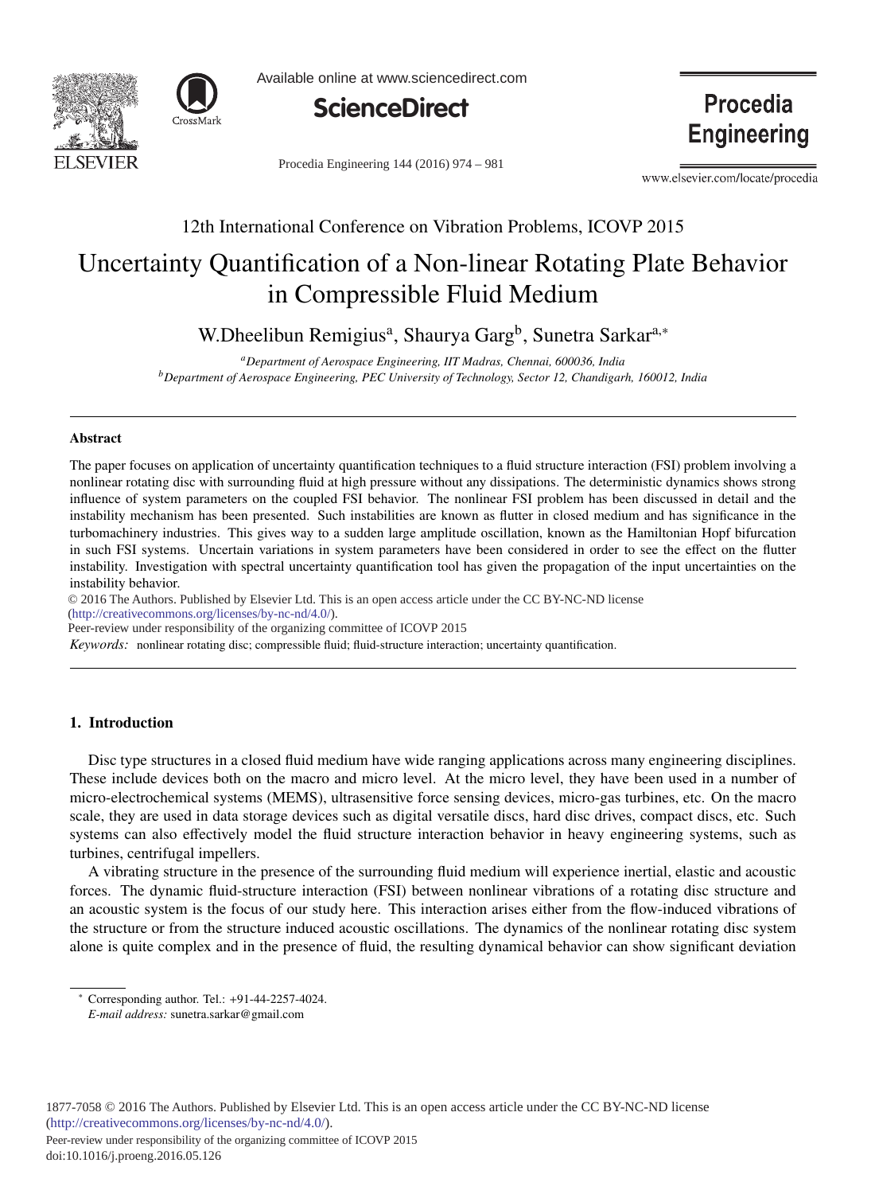12th International Conference on Vibration Problems, ICOVP 2015

# Uncertainty Quantification of a Non-linear Rotating Plate Behavior in Compressible Fluid Medium

W.Dheelibun Remigius[a], Shaurya Garg[b], Sunetra Sarkar[a,*]

[a]*Department of Aerospace Engineering, IIT Madras, Chennai, 600036, India*
[b]*Department of Aerospace Engineering, PEC University of Technology, Sector 12, Chandigarh, 160012, India*

---

### Abstract

The paper focuses on application of uncertainty quantification techniques to a fluid structure interaction (FSI) problem involving a nonlinear rotating disc with surrounding fluid at high pressure without any dissipations. The deterministic dynamics shows strong influence of system parameters on the coupled FSI behavior. The nonlinear FSI problem has been discussed in detail and the instability mechanism has been presented. Such instabilities are known as flutter in closed medium and has significance in the turbomachinery industries. This gives way to a sudden large amplitude oscillation, known as the Hamiltonian Hopf bifurcation in such FSI systems. Uncertain variations in system parameters have been considered in order to see the effect on the flutter instability. Investigation with spectral uncertainty quantification tool has given the propagation of the input uncertainties on the instability behavior.

© 2016 The Authors. Published by Elsevier Ltd. This is an open access article under the CC BY-NC-ND license (http://creativecommons.org/licenses/by-nc-nd/4.0/).
Peer-review under responsibility of the organizing committee of ICOVP 2015

*Keywords:* nonlinear rotating disc; compressible fluid; fluid-structure interaction; uncertainty quantification.

---

## 1. Introduction

Disc type structures in a closed fluid medium have wide ranging applications across many engineering disciplines. These include devices both on the macro and micro level. At the micro level, they have been used in a number of micro-electrochemical systems (MEMS), ultrasensitive force sensing devices, micro-gas turbines, etc. On the macro scale, they are used in data storage devices such as digital versatile discs, hard disc drives, compact discs, etc. Such systems can also effectively model the fluid structure interaction behavior in heavy engineering systems, such as turbines, centrifugal impellers.

A vibrating structure in the presence of the surrounding fluid medium will experience inertial, elastic and acoustic forces. The dynamic fluid-structure interaction (FSI) between nonlinear vibrations of a rotating disc structure and an acoustic system is the focus of our study here. This interaction arises either from the flow-induced vibrations of the structure or from the structure induced acoustic oscillations. The dynamics of the nonlinear rotating disc system alone is quite complex and in the presence of fluid, the resulting dynamical behavior can show significant deviation

---

* Corresponding author. Tel.: +91-44-2257-4024.
*E-mail address:* sunetra.sarkar@gmail.com

1877-7058 © 2016 The Authors. Published by Elsevier Ltd. This is an open access article under the CC BY-NC-ND license (http://creativecommons.org/licenses/by-nc-nd/4.0/).
Peer-review under responsibility of the organizing committee of ICOVP 2015
doi:10.1016/j.proeng.2016.05.126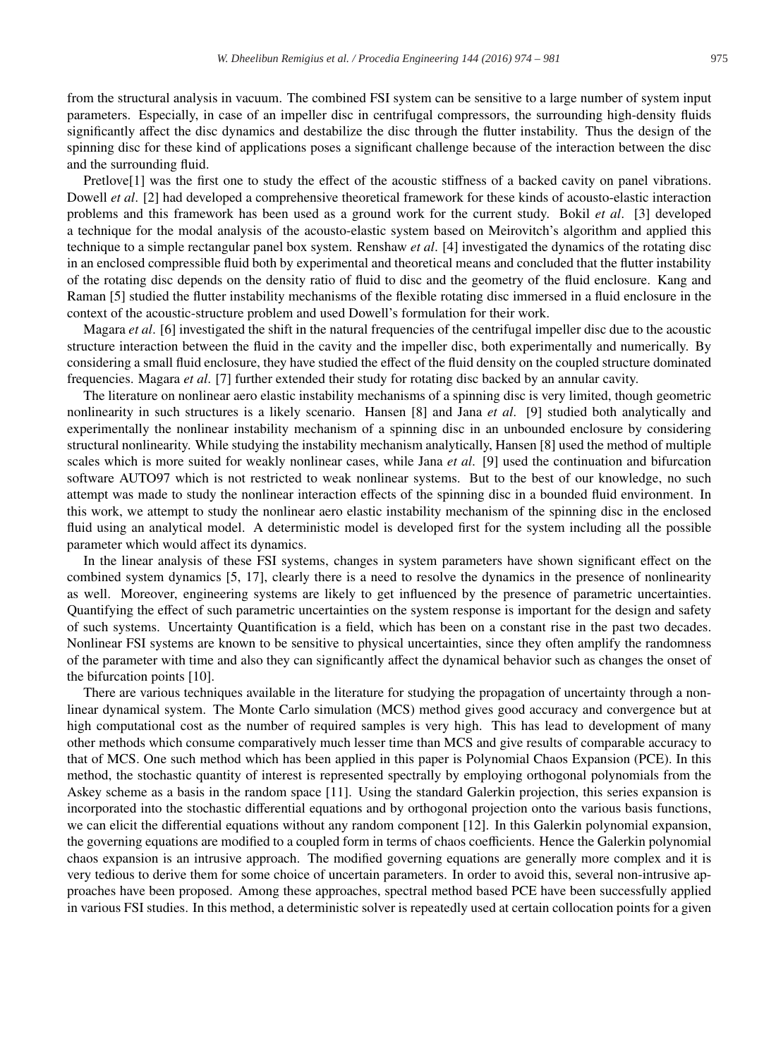from the structural analysis in vacuum. The combined FSI system can be sensitive to a large number of system input parameters. Especially, in case of an impeller disc in centrifugal compressors, the surrounding high-density fluids significantly affect the disc dynamics and destabilize the disc through the flutter instability. Thus the design of the spinning disc for these kind of applications poses a significant challenge because of the interaction between the disc and the surrounding fluid.

Pretlove[1] was the first one to study the effect of the acoustic stiffness of a backed cavity on panel vibrations. Dowell *et al*. [2] had developed a comprehensive theoretical framework for these kinds of acousto-elastic interaction problems and this framework has been used as a ground work for the current study. Bokil *et al*. [3] developed a technique for the modal analysis of the acousto-elastic system based on Meirovitch's algorithm and applied this technique to a simple rectangular panel box system. Renshaw *et al*. [4] investigated the dynamics of the rotating disc in an enclosed compressible fluid both by experimental and theoretical means and concluded that the flutter instability of the rotating disc depends on the density ratio of fluid to disc and the geometry of the fluid enclosure. Kang and Raman [5] studied the flutter instability mechanisms of the flexible rotating disc immersed in a fluid enclosure in the context of the acoustic-structure problem and used Dowell's formulation for their work.

Magara *et al*. [6] investigated the shift in the natural frequencies of the centrifugal impeller disc due to the acoustic structure interaction between the fluid in the cavity and the impeller disc, both experimentally and numerically. By considering a small fluid enclosure, they have studied the effect of the fluid density on the coupled structure dominated frequencies. Magara *et al*. [7] further extended their study for rotating disc backed by an annular cavity.

The literature on nonlinear aero elastic instability mechanisms of a spinning disc is very limited, though geometric nonlinearity in such structures is a likely scenario. Hansen [8] and Jana *et al*. [9] studied both analytically and experimentally the nonlinear instability mechanism of a spinning disc in an unbounded enclosure by considering structural nonlinearity. While studying the instability mechanism analytically, Hansen [8] used the method of multiple scales which is more suited for weakly nonlinear cases, while Jana *et al*. [9] used the continuation and bifurcation software AUTO97 which is not restricted to weak nonlinear systems. But to the best of our knowledge, no such attempt was made to study the nonlinear interaction effects of the spinning disc in a bounded fluid environment. In this work, we attempt to study the nonlinear aero elastic instability mechanism of the spinning disc in the enclosed fluid using an analytical model. A deterministic model is developed first for the system including all the possible parameter which would affect its dynamics.

In the linear analysis of these FSI systems, changes in system parameters have shown significant effect on the combined system dynamics [5, 17], clearly there is a need to resolve the dynamics in the presence of nonlinearity as well. Moreover, engineering systems are likely to get influenced by the presence of parametric uncertainties. Quantifying the effect of such parametric uncertainties on the system response is important for the design and safety of such systems. Uncertainty Quantification is a field, which has been on a constant rise in the past two decades. Nonlinear FSI systems are known to be sensitive to physical uncertainties, since they often amplify the randomness of the parameter with time and also they can significantly affect the dynamical behavior such as changes the onset of the bifurcation points [10].

There are various techniques available in the literature for studying the propagation of uncertainty through a nonlinear dynamical system. The Monte Carlo simulation (MCS) method gives good accuracy and convergence but at high computational cost as the number of required samples is very high. This has lead to development of many other methods which consume comparatively much lesser time than MCS and give results of comparable accuracy to that of MCS. One such method which has been applied in this paper is Polynomial Chaos Expansion (PCE). In this method, the stochastic quantity of interest is represented spectrally by employing orthogonal polynomials from the Askey scheme as a basis in the random space [11]. Using the standard Galerkin projection, this series expansion is incorporated into the stochastic differential equations and by orthogonal projection onto the various basis functions, we can elicit the differential equations without any random component [12]. In this Galerkin polynomial expansion, the governing equations are modified to a coupled form in terms of chaos coefficients. Hence the Galerkin polynomial chaos expansion is an intrusive approach. The modified governing equations are generally more complex and it is very tedious to derive them for some choice of uncertain parameters. In order to avoid this, several non-intrusive approaches have been proposed. Among these approaches, spectral method based PCE have been successfully applied in various FSI studies. In this method, a deterministic solver is repeatedly used at certain collocation points for a given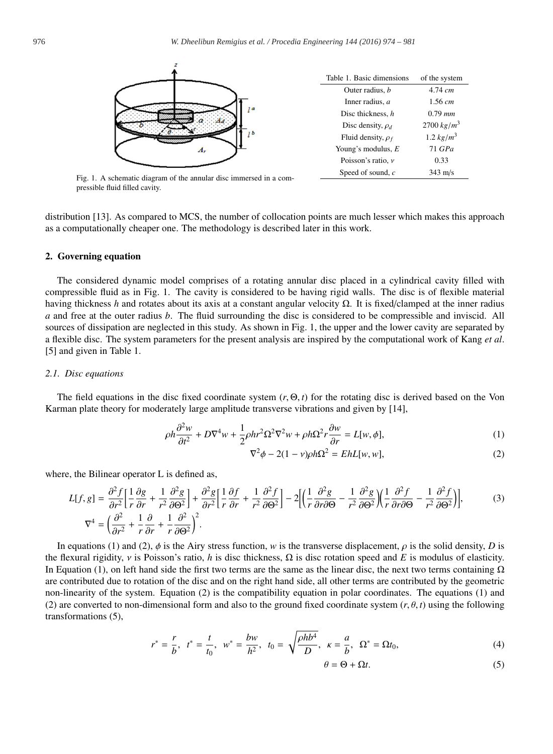Fig. 1. A schematic diagram of the annular disc immersed in a compressible fluid filled cavity.

| Table 1. Basic dimensions | of the system |
|---|---|
| Outer radius, $b$ | 4.74 $cm$ |
| Inner radius, $a$ | 1.56 $cm$ |
| Disc thickness, $h$ | 0.79 $mm$ |
| Disc density, $\rho_d$ | 2700 $kg/m^3$ |
| Fluid density, $\rho_f$ | 1.2 $kg/m^3$ |
| Young's modulus, $E$ | 71 $GPa$ |
| Poisson's ratio, $\nu$ | 0.33 |
| Speed of sound, $c$ | 343 m/s |

distribution [13]. As compared to MCS, the number of collocation points are much lesser which makes this approach as a computationally cheaper one. The methodology is described later in this work.

## 2. Governing equation

The considered dynamic model comprises of a rotating annular disc placed in a cylindrical cavity filled with compressible fluid as in Fig. 1. The cavity is considered to be having rigid walls. The disc is of flexible material having thickness $h$ and rotates about its axis at a constant angular velocity $\Omega$. It is fixed/clamped at the inner radius $a$ and free at the outer radius $b$. The fluid surrounding the disc is considered to be compressible and inviscid. All sources of dissipation are neglected in this study. As shown in Fig. 1, the upper and the lower cavity are separated by a flexible disc. The system parameters for the present analysis are inspired by the computational work of Kang *et al*. [5] and given in Table 1.

### 2.1. Disc equations

The field equations in the disc fixed coordinate system $(r, \Theta, t)$ for the rotating disc is derived based on the Von Karman plate theory for moderately large amplitude transverse vibrations and given by [14],

$$\rho h \frac{\partial^2 w}{\partial t^2} + D\nabla^4 w + \frac{1}{2}\rho h r^2 \Omega^2 \nabla^2 w + \rho h \Omega^2 r \frac{\partial w}{\partial r} = L[w, \phi], \tag{1}$$

$$\nabla^2 \phi - 2(1-\nu)\rho h \Omega^2 = EhL[w, w], \tag{2}$$

where, the Bilinear operator L is defined as,

$$L[f, g] = \frac{\partial^2 f}{\partial r^2}\left[\frac{1}{r}\frac{\partial g}{\partial r} + \frac{1}{r^2}\frac{\partial^2 g}{\partial \Theta^2}\right] + \frac{\partial^2 g}{\partial r^2}\left[\frac{1}{r}\frac{\partial f}{\partial r} + \frac{1}{r^2}\frac{\partial^2 f}{\partial \Theta^2}\right] - 2\left[\left(\frac{1}{r}\frac{\partial^2 g}{\partial r \partial \Theta} - \frac{1}{r^2}\frac{\partial^2 g}{\partial \Theta^2}\right)\left(\frac{1}{r}\frac{\partial^2 f}{\partial r \partial \Theta} - \frac{1}{r^2}\frac{\partial^2 f}{\partial \Theta^2}\right)\right], \tag{3}$$

$$\nabla^4 = \left(\frac{\partial^2}{\partial r^2} + \frac{1}{r}\frac{\partial}{\partial r} + \frac{1}{r}\frac{\partial^2}{\partial \Theta^2}\right)^2.$$

In equations (1) and (2), $\phi$ is the Airy stress function, $w$ is the transverse displacement, $\rho$ is the solid density, $D$ is the flexural rigidity, $\nu$ is Poisson's ratio, $h$ is disc thickness, $\Omega$ is disc rotation speed and $E$ is modulus of elasticity. In Equation (1), on left hand side the first two terms are the same as the linear disc, the next two terms containing $\Omega$ are contributed due to rotation of the disc and on the right hand side, all other terms are contributed by the geometric non-linearity of the system. Equation (2) is the compatibility equation in polar coordinates. The equations (1) and (2) are converted to non-dimensional form and also to the ground fixed coordinate system $(r, \theta, t)$ using the following transformations (5),

$$r^* = \frac{r}{b}, \quad t^* = \frac{t}{t_0}, \quad w^* = \frac{bw}{h^2}, \quad t_0 = \sqrt{\frac{\rho h b^4}{D}}, \quad \kappa = \frac{a}{b}, \quad \Omega^* = \Omega t_0, \tag{4}$$

$$\theta = \Theta + \Omega t. \tag{5}$$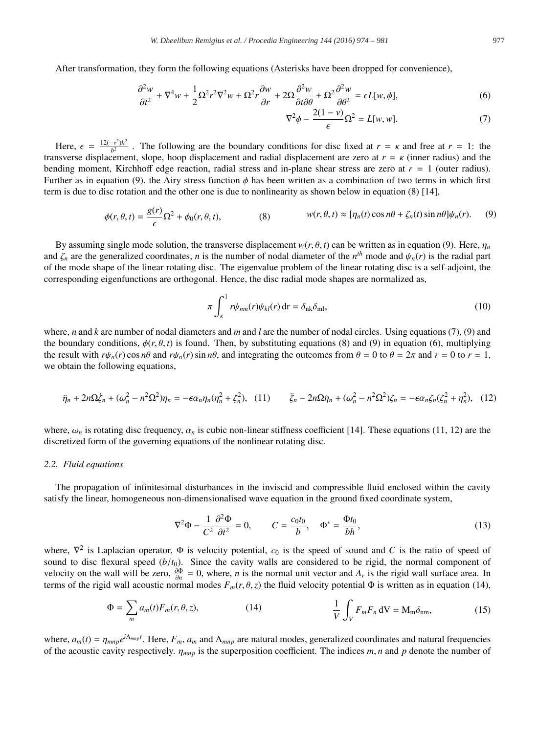After transformation, they form the following equations (Asterisks have been dropped for convenience),

$$\frac{\partial^2 w}{\partial t^2} + \nabla^4 w + \frac{1}{2}\Omega^2 r^2 \nabla^2 w + \Omega^2 r \frac{\partial w}{\partial r} + 2\Omega \frac{\partial^2 w}{\partial t \partial \theta} + \Omega^2 \frac{\partial^2 w}{\partial \theta^2} = \epsilon L[w, \phi], \tag{6}$$

$$\nabla^2 \phi - \frac{2(1-\nu)}{\epsilon}\Omega^2 = L[w, w]. \tag{7}$$

Here, $\epsilon = \frac{12(-\nu^2)h^2}{b^2}$ . The following are the boundary conditions for disc fixed at $r = \kappa$ and free at $r = 1$: the transverse displacement, slope, hoop displacement and radial displacement are zero at $r = \kappa$ (inner radius) and the bending moment, Kirchhoff edge reaction, radial stress and in-plane shear stress are zero at $r = 1$ (outer radius). Further as in equation (9), the Airy stress function $\phi$ has been written as a combination of two terms in which first term is due to disc rotation and the other one is due to nonlinearity as shown below in equation (8) [14],

$$\phi(r, \theta, t) = \frac{g(r)}{\epsilon}\Omega^2 + \phi_0(r, \theta, t), \tag{8}$$

$$w(r, \theta, t) \approx [\eta_n(t)\cos n\theta + \zeta_n(t)\sin n\theta]\psi_n(r). \tag{9}$$

By assuming single mode solution, the transverse displacement $w(r, \theta, t)$ can be written as in equation (9). Here, $\eta_n$ and $\zeta_n$ are the generalized coordinates, $n$ is the number of nodal diameter of the $n^{th}$ mode and $\psi_n(r)$ is the radial part of the mode shape of the linear rotating disc. The eigenvalue problem of the linear rotating disc is a self-adjoint, the corresponding eigenfunctions are orthogonal. Hence, the disc radial mode shapes are normalized as,

$$\pi \int_{\kappa}^{1} r\psi_{nm}(r)\psi_{kl}(r)\,\mathrm{d}r = \delta_{\mathrm{nk}}\delta_{\mathrm{ml}}, \tag{10}$$

where, $n$ and $k$ are number of nodal diameters and $m$ and $l$ are the number of nodal circles. Using equations (7), (9) and the boundary conditions, $\phi(r, \theta, t)$ is found. Then, by substituting equations (8) and (9) in equation (6), multiplying the result with $r\psi_n(r)\cos n\theta$ and $r\psi_n(r)\sin n\theta$, and integrating the outcomes from $\theta = 0$ to $\theta = 2\pi$ and $r = 0$ to $r = 1$, we obtain the following equations,

$$\ddot{\eta}_n + 2n\Omega\dot{\zeta}_n + (\omega_n^2 - n^2\Omega^2)\eta_n = -\epsilon\alpha_n\eta_n(\eta_n^2 + \zeta_n^2), \tag{11}$$

$$\ddot{\zeta}_n - 2n\Omega\dot{\eta}_n + (\omega_n^2 - n^2\Omega^2)\zeta_n = -\epsilon\alpha_n\zeta_n(\zeta_n^2 + \eta_n^2), \tag{12}$$

where, $\omega_n$ is rotating disc frequency, $\alpha_n$ is cubic non-linear stiffness coefficient [14]. These equations (11, 12) are the discretized form of the governing equations of the nonlinear rotating disc.

### 2.2. Fluid equations

The propagation of infinitesimal disturbances in the inviscid and compressible fluid enclosed within the cavity satisfy the linear, homogeneous non-dimensionalised wave equation in the ground fixed coordinate system,

$$\nabla^2\Phi - \frac{1}{C^2}\frac{\partial^2\Phi}{\partial t^2} = 0, \qquad C = \frac{c_0 t_0}{b}, \quad \Phi^* = \frac{\Phi t_0}{bh}, \tag{13}$$

where, $\nabla^2$ is Laplacian operator, $\Phi$ is velocity potential, $c_0$ is the speed of sound and $C$ is the ratio of speed of sound to disc flexural speed ($b/t_0$). Since the cavity walls are considered to be rigid, the normal component of velocity on the wall will be zero, $\frac{\partial\Phi}{\partial n} = 0$, where, $n$ is the normal unit vector and $A_r$ is the rigid wall surface area. In terms of the rigid wall acoustic normal modes $F_m(r, \theta, z)$ the fluid velocity potential $\Phi$ is written as in equation (14),

$$\Phi = \sum_m a_m(t)F_m(r, \theta, z), \tag{14}$$

$$\frac{1}{V}\int_V F_m F_n\,\mathrm{dV} = \mathrm{M_m}\delta_{\mathrm{nm}}, \tag{15}$$

where, $a_m(t) = \eta_{mnp}e^{i\Lambda_{mnp}t}$. Here, $F_m$, $a_m$ and $\Lambda_{mnp}$ are natural modes, generalized coordinates and natural frequencies of the acoustic cavity respectively. $\eta_{mnp}$ is the superposition coefficient. The indices $m, n$ and $p$ denote the number of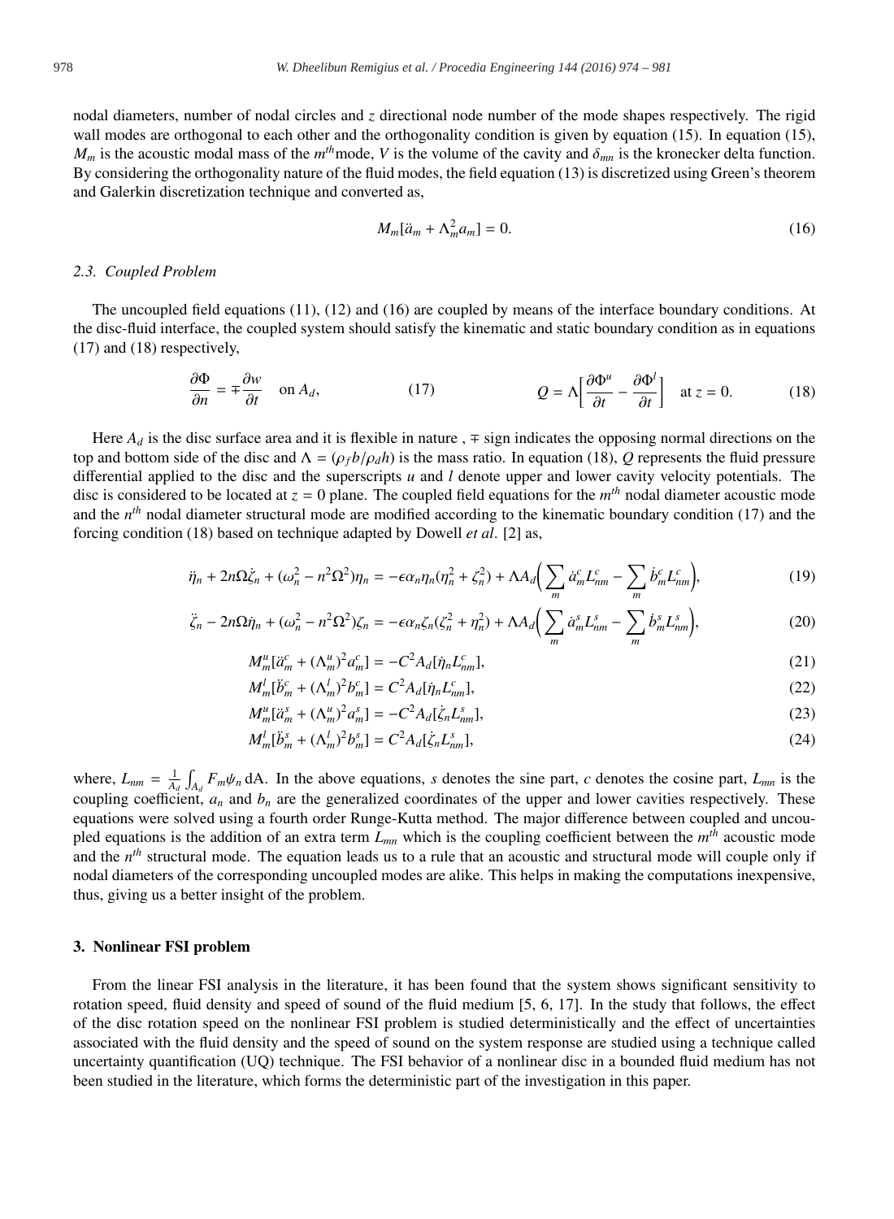nodal diameters, number of nodal circles and $z$ directional node number of the mode shapes respectively. The rigid wall modes are orthogonal to each other and the orthogonality condition is given by equation (15). In equation (15), $M_m$ is the acoustic modal mass of the $m^{th}$mode, $V$ is the volume of the cavity and $\delta_{mn}$ is the kronecker delta function. By considering the orthogonality nature of the fluid modes, the field equation (13) is discretized using Green's theorem and Galerkin discretization technique and converted as,

$$M_m[\ddot{a}_m + \Lambda_m^2 a_m] = 0. \tag{16}$$

### 2.3. Coupled Problem

The uncoupled field equations (11), (12) and (16) are coupled by means of the interface boundary conditions. At the disc-fluid interface, the coupled system should satisfy the kinematic and static boundary condition as in equations (17) and (18) respectively,

$$\frac{\partial \Phi}{\partial n} = \mp \frac{\partial w}{\partial t} \quad \text{on } A_d, \tag{17}$$

$$Q = \Lambda\Big[\frac{\partial \Phi^u}{\partial t} - \frac{\partial \Phi^l}{\partial t}\Big] \quad \text{at } z = 0. \tag{18}$$

Here $A_d$ is the disc surface area and it is flexible in nature , $\mp$ sign indicates the opposing normal directions on the top and bottom side of the disc and $\Lambda = (\rho_f b/\rho_d h)$ is the mass ratio. In equation (18), $Q$ represents the fluid pressure differential applied to the disc and the superscripts $u$ and $l$ denote upper and lower cavity velocity potentials. The disc is considered to be located at $z = 0$ plane. The coupled field equations for the $m^{th}$ nodal diameter acoustic mode and the $n^{th}$ nodal diameter structural mode are modified according to the kinematic boundary condition (17) and the forcing condition (18) based on technique adapted by Dowell *et al*. [2] as,

$$\ddot{\eta}_n + 2n\Omega\dot{\zeta}_n + (\omega_n^2 - n^2\Omega^2)\eta_n = -\epsilon\alpha_n\eta_n(\eta_n^2 + \zeta_n^2) + \Lambda A_d\Big(\sum_m \dot{a}_m^c L_{nm}^c - \sum_m \dot{b}_m^c L_{nm}^c\Big), \tag{19}$$

$$\ddot{\zeta}_n - 2n\Omega\dot{\eta}_n + (\omega_n^2 - n^2\Omega^2)\zeta_n = -\epsilon\alpha_n\zeta_n(\zeta_n^2 + \eta_n^2) + \Lambda A_d\Big(\sum_m \dot{a}_m^s L_{nm}^s - \sum_m \dot{b}_m^s L_{nm}^s\Big), \tag{20}$$

$$M_m^u[\ddot{a}_m^c + (\Lambda_m^u)^2 a_m^c] = -C^2 A_d[\dot{\eta}_n L_{nm}^c], \tag{21}$$

$$M_m^l[\ddot{b}_m^c + (\Lambda_m^l)^2 b_m^c] = C^2 A_d[\dot{\eta}_n L_{nm}^c], \tag{22}$$

$$M_m^u[\ddot{a}_m^s + (\Lambda_m^u)^2 a_m^s] = -C^2 A_d[\dot{\zeta}_n L_{nm}^s], \tag{23}$$

$$M_m^l[\ddot{b}_m^s + (\Lambda_m^l)^2 b_m^s] = C^2 A_d[\dot{\zeta}_n L_{nm}^s], \tag{24}$$

where, $L_{nm} = \frac{1}{A_d}\int_{A_d} F_m\psi_n \, \mathrm{dA}$. In the above equations, $s$ denotes the sine part, $c$ denotes the cosine part, $L_{mn}$ is the coupling coefficient, $a_n$ and $b_n$ are the generalized coordinates of the upper and lower cavities respectively. These equations were solved using a fourth order Runge-Kutta method. The major difference between coupled and uncoupled equations is the addition of an extra term $L_{mn}$ which is the coupling coefficient between the $m^{th}$ acoustic mode and the $n^{th}$ structural mode. The equation leads us to a rule that an acoustic and structural mode will couple only if nodal diameters of the corresponding uncoupled modes are alike. This helps in making the computations inexpensive, thus, giving us a better insight of the problem.

## 3. Nonlinear FSI problem

From the linear FSI analysis in the literature, it has been found that the system shows significant sensitivity to rotation speed, fluid density and speed of sound of the fluid medium [5, 6, 17]. In the study that follows, the effect of the disc rotation speed on the nonlinear FSI problem is studied deterministically and the effect of uncertainties associated with the fluid density and the speed of sound on the system response are studied using a technique called uncertainty quantification (UQ) technique. The FSI behavior of a nonlinear disc in a bounded fluid medium has not been studied in the literature, which forms the deterministic part of the investigation in this paper.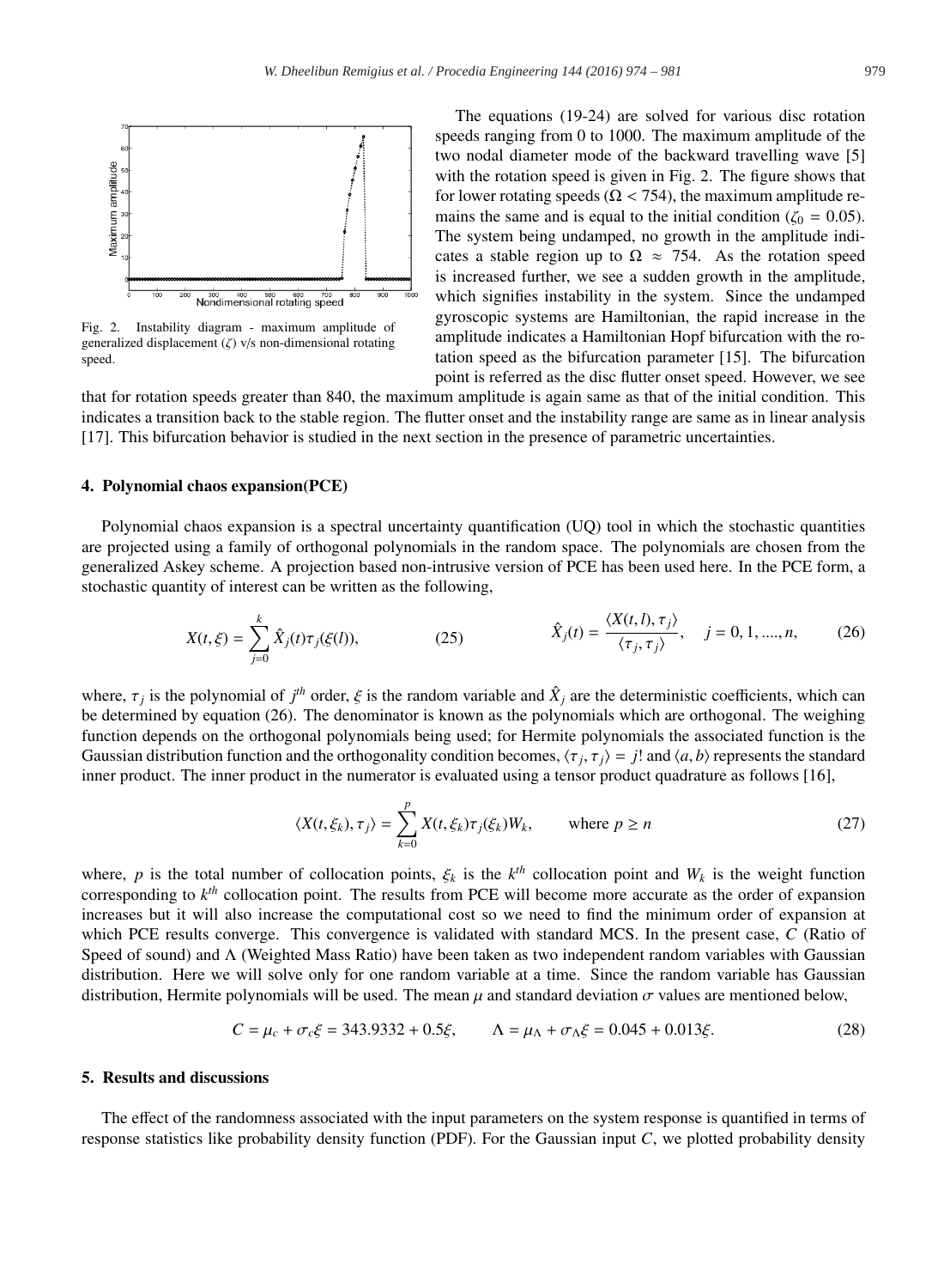Fig. 2. Instability diagram - maximum amplitude of generalized displacement ($\zeta$) v/s non-dimensional rotating speed.

The equations (19-24) are solved for various disc rotation speeds ranging from 0 to 1000. The maximum amplitude of the two nodal diameter mode of the backward travelling wave [5] with the rotation speed is given in Fig. 2. The figure shows that for lower rotating speeds ($\Omega < 754$), the maximum amplitude remains the same and is equal to the initial condition ($\zeta_0 = 0.05$). The system being undamped, no growth in the amplitude indicates a stable region up to $\Omega \approx 754$. As the rotation speed is increased further, we see a sudden growth in the amplitude, which signifies instability in the system. Since the undamped gyroscopic systems are Hamiltonian, the rapid increase in the amplitude indicates a Hamiltonian Hopf bifurcation with the rotation speed as the bifurcation parameter [15]. The bifurcation point is referred as the disc flutter onset speed. However, we see that for rotation speeds greater than 840, the maximum amplitude is again same as that of the initial condition. This indicates a transition back to the stable region. The flutter onset and the instability range are same as in linear analysis [17]. This bifurcation behavior is studied in the next section in the presence of parametric uncertainties.

## 4. Polynomial chaos expansion(PCE)

Polynomial chaos expansion is a spectral uncertainty quantification (UQ) tool in which the stochastic quantities are projected using a family of orthogonal polynomials in the random space. The polynomials are chosen from the generalized Askey scheme. A projection based non-intrusive version of PCE has been used here. In the PCE form, a stochastic quantity of interest can be written as the following,

$$X(t, \xi) = \sum_{j=0}^{k} \hat{X}_j(t)\tau_j(\xi(l)), \qquad (25)$$

$$\hat{X}_j(t) = \frac{\langle X(t, l), \tau_j \rangle}{\langle \tau_j, \tau_j \rangle}, \quad j = 0, 1, ...., n, \qquad (26)$$

where, $\tau_j$ is the polynomial of $j^{th}$ order, $\xi$ is the random variable and $\hat{X}_j$ are the deterministic coefficients, which can be determined by equation (26). The denominator is known as the polynomials which are orthogonal. The weighing function depends on the orthogonal polynomials being used; for Hermite polynomials the associated function is the Gaussian distribution function and the orthogonality condition becomes, $\langle \tau_j, \tau_j \rangle = j!$ and $\langle a, b \rangle$ represents the standard inner product. The inner product in the numerator is evaluated using a tensor product quadrature as follows [16],

$$\langle X(t, \xi_k), \tau_j \rangle = \sum_{k=0}^{p} X(t, \xi_k)\tau_j(\xi_k)W_k, \qquad \text{where } p \geq n \qquad (27)$$

where, $p$ is the total number of collocation points, $\xi_k$ is the $k^{th}$ collocation point and $W_k$ is the weight function corresponding to $k^{th}$ collocation point. The results from PCE will become more accurate as the order of expansion increases but it will also increase the computational cost so we need to find the minimum order of expansion at which PCE results converge. This convergence is validated with standard MCS. In the present case, $C$ (Ratio of Speed of sound) and $\Lambda$ (Weighted Mass Ratio) have been taken as two independent random variables with Gaussian distribution. Here we will solve only for one random variable at a time. Since the random variable has Gaussian distribution, Hermite polynomials will be used. The mean $\mu$ and standard deviation $\sigma$ values are mentioned below,

$$C = \mu_c + \sigma_c\xi = 343.9332 + 0.5\xi, \qquad \Lambda = \mu_\Lambda + \sigma_\Lambda\xi = 0.045 + 0.013\xi. \qquad (28)$$

## 5. Results and discussions

The effect of the randomness associated with the input parameters on the system response is quantified in terms of response statistics like probability density function (PDF). For the Gaussian input $C$, we plotted probability density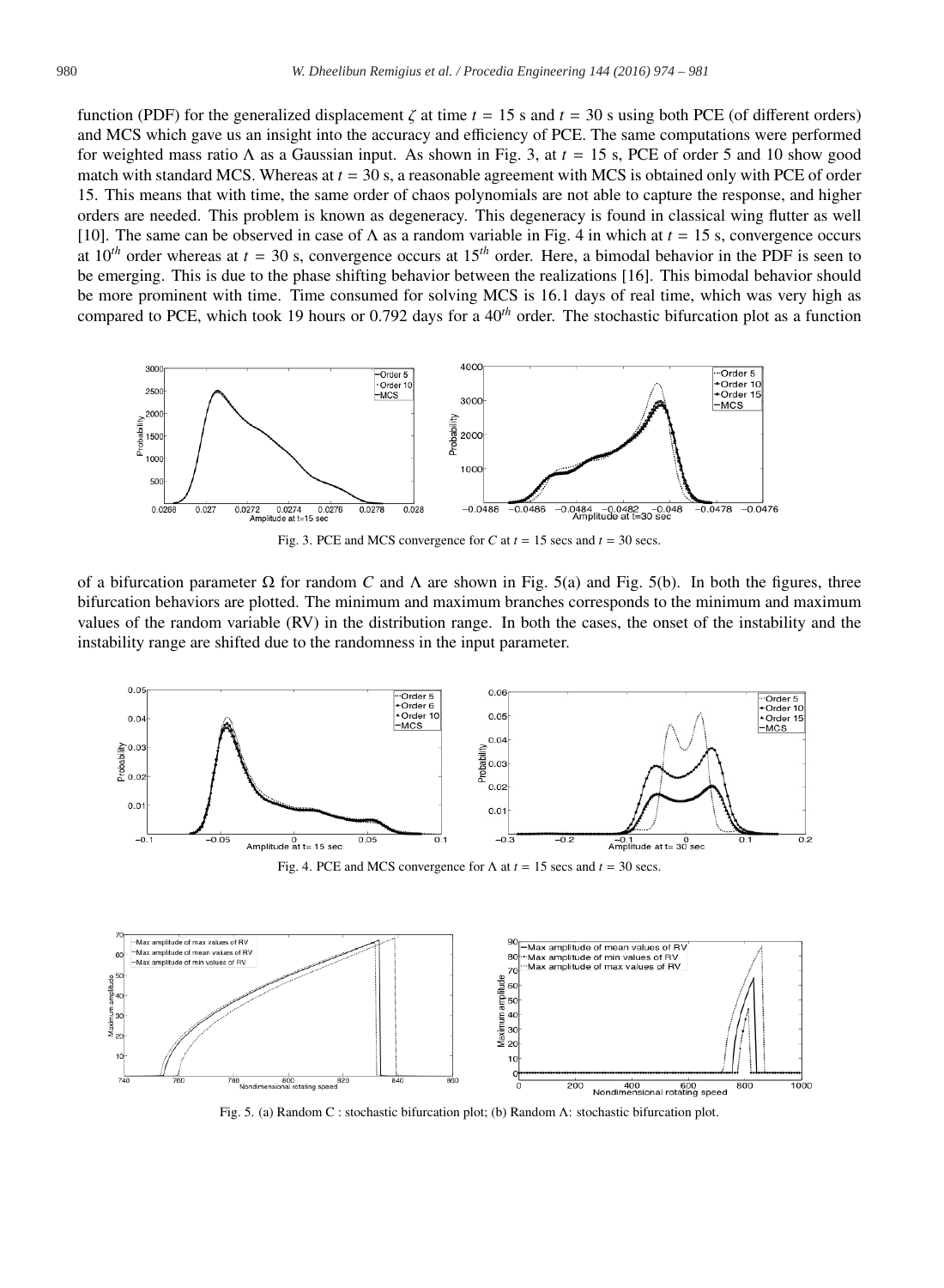function (PDF) for the generalized displacement $\zeta$ at time $t = 15$ s and $t = 30$ s using both PCE (of different orders) and MCS which gave us an insight into the accuracy and efficiency of PCE. The same computations were performed for weighted mass ratio $\Lambda$ as a Gaussian input. As shown in Fig. 3, at $t = 15$ s, PCE of order 5 and 10 show good match with standard MCS. Whereas at $t = 30$ s, a reasonable agreement with MCS is obtained only with PCE of order 15. This means that with time, the same order of chaos polynomials are not able to capture the response, and higher orders are needed. This problem is known as degeneracy. This degeneracy is found in classical wing flutter as well [10]. The same can be observed in case of $\Lambda$ as a random variable in Fig. 4 in which at $t = 15$ s, convergence occurs at $10^{th}$ order whereas at $t = 30$ s, convergence occurs at $15^{th}$ order. Here, a bimodal behavior in the PDF is seen to be emerging. This is due to the phase shifting behavior between the realizations [16]. This bimodal behavior should be more prominent with time. Time consumed for solving MCS is 16.1 days of real time, which was very high as compared to PCE, which took 19 hours or 0.792 days for a $40^{th}$ order. The stochastic bifurcation plot as a function of a bifurcation parameter $\Omega$ for random $C$ and $\Lambda$ are shown in Fig. 5(a) and Fig. 5(b). In both the figures, three bifurcation behaviors are plotted. The minimum and maximum branches corresponds to the minimum and maximum values of the random variable (RV) in the distribution range. In both the cases, the onset of the instability and the instability range are shifted due to the randomness in the input parameter.

Fig. 3. PCE and MCS convergence for $C$ at $t = 15$ secs and $t = 30$ secs.

Fig. 4. PCE and MCS convergence for $\Lambda$ at $t = 15$ secs and $t = 30$ secs.

Fig. 5. (a) Random C : stochastic bifurcation plot; (b) Random $\Lambda$: stochastic bifurcation plot.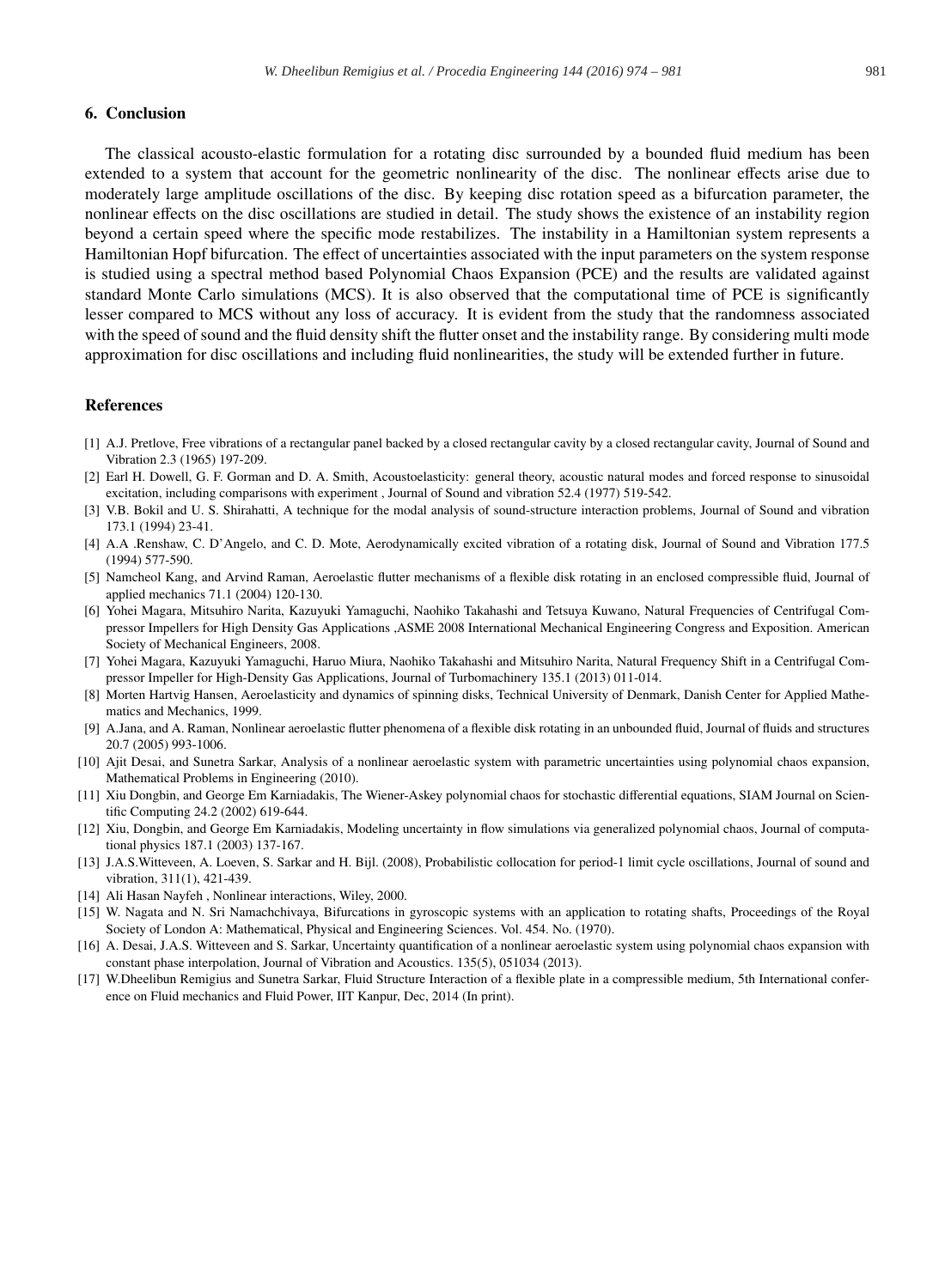## 6. Conclusion

The classical acousto-elastic formulation for a rotating disc surrounded by a bounded fluid medium has been extended to a system that account for the geometric nonlinearity of the disc. The nonlinear effects arise due to moderately large amplitude oscillations of the disc. By keeping disc rotation speed as a bifurcation parameter, the nonlinear effects on the disc oscillations are studied in detail. The study shows the existence of an instability region beyond a certain speed where the specific mode restabilizes. The instability in a Hamiltonian system represents a Hamiltonian Hopf bifurcation. The effect of uncertainties associated with the input parameters on the system response is studied using a spectral method based Polynomial Chaos Expansion (PCE) and the results are validated against standard Monte Carlo simulations (MCS). It is also observed that the computational time of PCE is significantly lesser compared to MCS without any loss of accuracy. It is evident from the study that the randomness associated with the speed of sound and the fluid density shift the flutter onset and the instability range. By considering multi mode approximation for disc oscillations and including fluid nonlinearities, the study will be extended further in future.

## References

[1] A.J. Pretlove, Free vibrations of a rectangular panel backed by a closed rectangular cavity by a closed rectangular cavity, Journal of Sound and Vibration 2.3 (1965) 197-209.

[2] Earl H. Dowell, G. F. Gorman and D. A. Smith, Acoustoelasticity: general theory, acoustic natural modes and forced response to sinusoidal excitation, including comparisons with experiment , Journal of Sound and vibration 52.4 (1977) 519-542.

[3] V.B. Bokil and U. S. Shirahatti, A technique for the modal analysis of sound-structure interaction problems, Journal of Sound and vibration 173.1 (1994) 23-41.

[4] A.A .Renshaw, C. D'Angelo, and C. D. Mote, Aerodynamically excited vibration of a rotating disk, Journal of Sound and Vibration 177.5 (1994) 577-590.

[5] Namcheol Kang, and Arvind Raman, Aeroelastic flutter mechanisms of a flexible disk rotating in an enclosed compressible fluid, Journal of applied mechanics 71.1 (2004) 120-130.

[6] Yohei Magara, Mitsuhiro Narita, Kazuyuki Yamaguchi, Naohiko Takahashi and Tetsuya Kuwano, Natural Frequencies of Centrifugal Compressor Impellers for High Density Gas Applications ,ASME 2008 International Mechanical Engineering Congress and Exposition. American Society of Mechanical Engineers, 2008.

[7] Yohei Magara, Kazuyuki Yamaguchi, Haruo Miura, Naohiko Takahashi and Mitsuhiro Narita, Natural Frequency Shift in a Centrifugal Compressor Impeller for High-Density Gas Applications, Journal of Turbomachinery 135.1 (2013) 011-014.

[8] Morten Hartvig Hansen, Aeroelasticity and dynamics of spinning disks, Technical University of Denmark, Danish Center for Applied Mathematics and Mechanics, 1999.

[9] A.Jana, and A. Raman, Nonlinear aeroelastic flutter phenomena of a flexible disk rotating in an unbounded fluid, Journal of fluids and structures 20.7 (2005) 993-1006.

[10] Ajit Desai, and Sunetra Sarkar, Analysis of a nonlinear aeroelastic system with parametric uncertainties using polynomial chaos expansion, Mathematical Problems in Engineering (2010).

[11] Xiu Dongbin, and George Em Karniadakis, The Wiener-Askey polynomial chaos for stochastic differential equations, SIAM Journal on Scientific Computing 24.2 (2002) 619-644.

[12] Xiu, Dongbin, and George Em Karniadakis, Modeling uncertainty in flow simulations via generalized polynomial chaos, Journal of computational physics 187.1 (2003) 137-167.

[13] J.A.S.Witteveen, A. Loeven, S. Sarkar and H. Bijl. (2008), Probabilistic collocation for period-1 limit cycle oscillations, Journal of sound and vibration, 311(1), 421-439.

[14] Ali Hasan Nayfeh , Nonlinear interactions, Wiley, 2000.

[15] W. Nagata and N. Sri Namachchivaya, Bifurcations in gyroscopic systems with an application to rotating shafts, Proceedings of the Royal Society of London A: Mathematical, Physical and Engineering Sciences. Vol. 454. No. (1970).

[16] A. Desai, J.A.S. Witteveen and S. Sarkar, Uncertainty quantification of a nonlinear aeroelastic system using polynomial chaos expansion with constant phase interpolation, Journal of Vibration and Acoustics. 135(5), 051034 (2013).

[17] W.Dheelibun Remigius and Sunetra Sarkar, Fluid Structure Interaction of a flexible plate in a compressible medium, 5th International conference on Fluid mechanics and Fluid Power, IIT Kanpur, Dec, 2014 (In print).